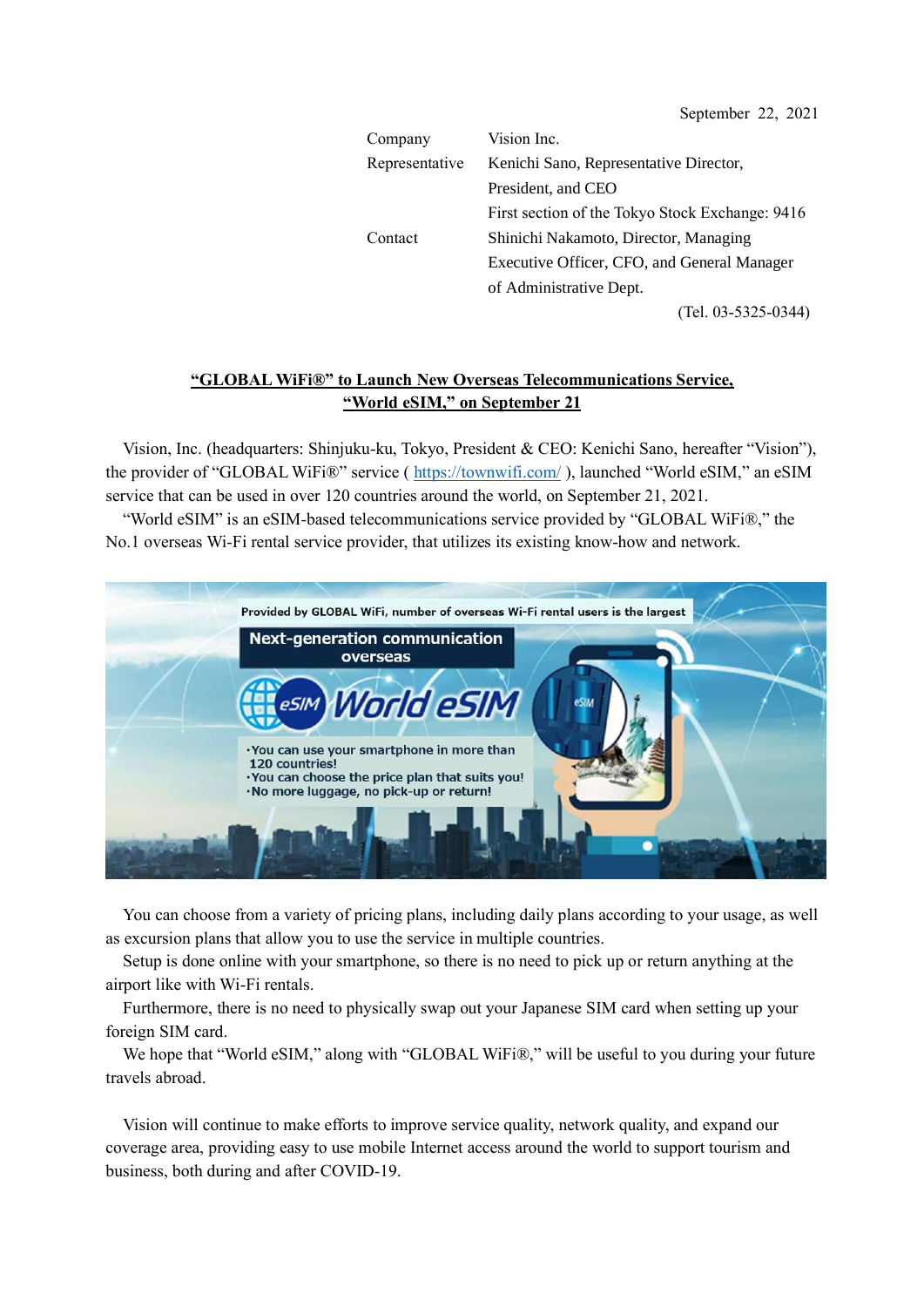September 22, 2021

| | |
|---|---|
| Company | Vision Inc. |
| Representative | Kenichi Sano, Representative Director, President, and CEO |
| | First section of the Tokyo Stock Exchange: 9416 |
| Contact | Shinichi Nakamoto, Director, Managing Executive Officer, CFO, and General Manager of Administrative Dept. |
| | (Tel. 03-5325-0344) |

## "GLOBAL WiFi®" to Launch New Overseas Telecommunications Service, "World eSIM," on September 21

Vision, Inc. (headquarters: Shinjuku-ku, Tokyo, President & CEO: Kenichi Sano, hereafter "Vision"), the provider of "GLOBAL WiFi®" service ( https://townwifi.com/ ), launched "World eSIM," an eSIM service that can be used in over 120 countries around the world, on September 21, 2021.

"World eSIM" is an eSIM-based telecommunications service provided by "GLOBAL WiFi®," the No.1 overseas Wi-Fi rental service provider, that utilizes its existing know-how and network.

You can choose from a variety of pricing plans, including daily plans according to your usage, as well as excursion plans that allow you to use the service in multiple countries.

Setup is done online with your smartphone, so there is no need to pick up or return anything at the airport like with Wi-Fi rentals.

Furthermore, there is no need to physically swap out your Japanese SIM card when setting up your foreign SIM card.

We hope that "World eSIM," along with "GLOBAL WiFi®," will be useful to you during your future travels abroad.

Vision will continue to make efforts to improve service quality, network quality, and expand our coverage area, providing easy to use mobile Internet access around the world to support tourism and business, both during and after COVID-19.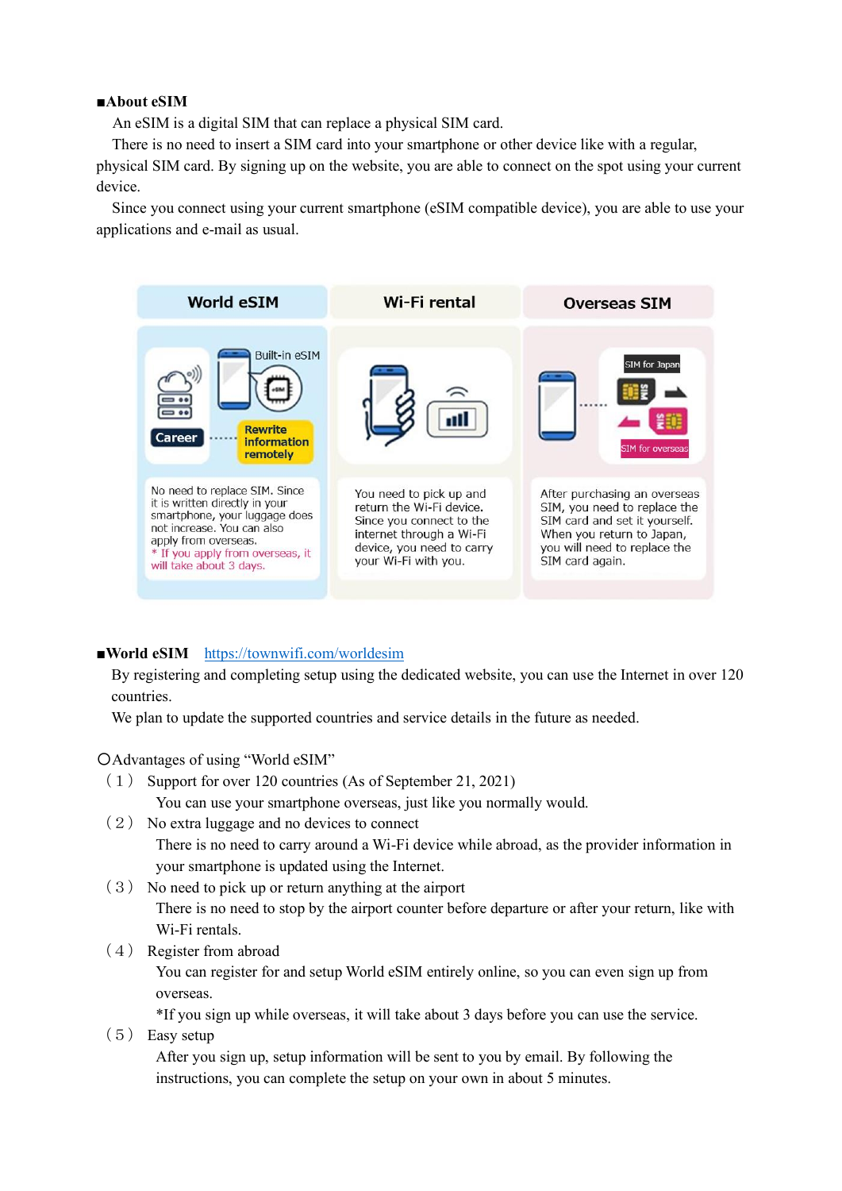■**About eSIM**

An eSIM is a digital SIM that can replace a physical SIM card.

There is no need to insert a SIM card into your smartphone or other device like with a regular, physical SIM card. By signing up on the website, you are able to connect on the spot using your current device.

Since you connect using your current smartphone (eSIM compatible device), you are able to use your applications and e-mail as usual.

| World eSIM | Wi-Fi rental | Overseas SIM |
|---|---|---|
| Career ······ Built-in eSIM / Rewrite information remotely | | SIM for Japan / SIM for overseas |
| No need to replace SIM. Since it is written directly in your smartphone, your luggage does not increase. You can also apply from overseas. * If you apply from overseas, it will take about 3 days. | You need to pick up and return the Wi-Fi device. Since you connect to the internet through a Wi-Fi device, you need to carry your Wi-Fi with you. | After purchasing an overseas SIM, you need to replace the SIM card and set it yourself. When you return to Japan, you will need to replace the SIM card again. |

■**World eSIM** https://townwifi.com/worldesim

By registering and completing setup using the dedicated website, you can use the Internet in over 120 countries.

We plan to update the supported countries and service details in the future as needed.

〇Advantages of using "World eSIM"

（１） Support for over 120 countries (As of September 21, 2021)

You can use your smartphone overseas, just like you normally would.

（２） No extra luggage and no devices to connect

There is no need to carry around a Wi-Fi device while abroad, as the provider information in your smartphone is updated using the Internet.

（３） No need to pick up or return anything at the airport

There is no need to stop by the airport counter before departure or after your return, like with Wi-Fi rentals.

（４） Register from abroad

You can register for and setup World eSIM entirely online, so you can even sign up from overseas.

*If you sign up while overseas, it will take about 3 days before you can use the service.

（５） Easy setup

After you sign up, setup information will be sent to you by email. By following the instructions, you can complete the setup on your own in about 5 minutes.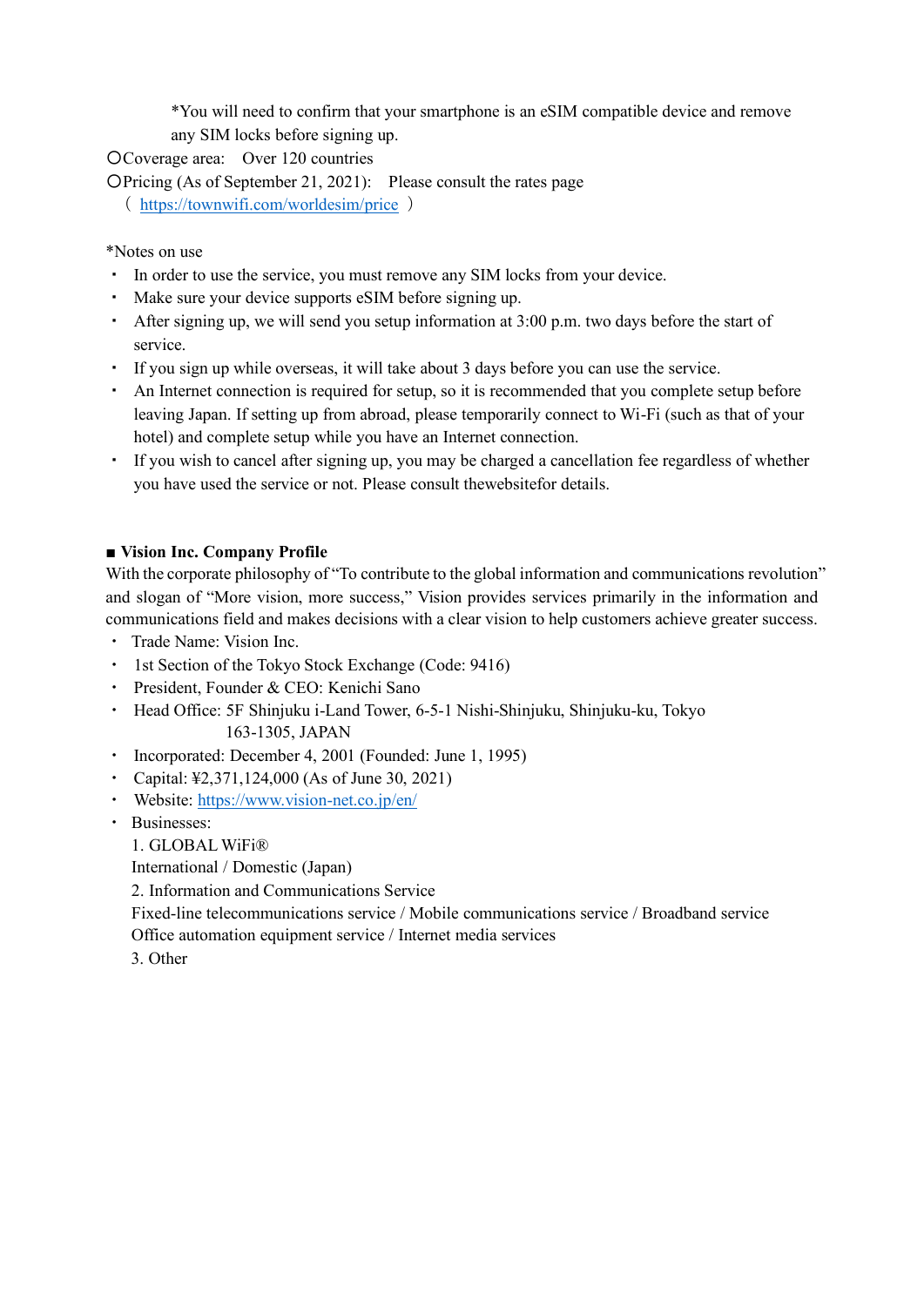*You will need to confirm that your smartphone is an eSIM compatible device and remove any SIM locks before signing up.

〇Coverage area:　Over 120 countries

〇Pricing (As of September 21, 2021):　Please consult the rates page
（ https://townwifi.com/worldesim/price ）

*Notes on use

- In order to use the service, you must remove any SIM locks from your device.
- Make sure your device supports eSIM before signing up.
- After signing up, we will send you setup information at 3:00 p.m. two days before the start of service.
- If you sign up while overseas, it will take about 3 days before you can use the service.
- An Internet connection is required for setup, so it is recommended that you complete setup before leaving Japan. If setting up from abroad, please temporarily connect to Wi-Fi (such as that of your hotel) and complete setup while you have an Internet connection.
- If you wish to cancel after signing up, you may be charged a cancellation fee regardless of whether you have used the service or not. Please consult thewebsitefor details.

**■ Vision Inc. Company Profile**

With the corporate philosophy of "To contribute to the global information and communications revolution" and slogan of "More vision, more success," Vision provides services primarily in the information and communications field and makes decisions with a clear vision to help customers achieve greater success.

- Trade Name: Vision Inc.
- 1st Section of the Tokyo Stock Exchange (Code: 9416)
- President, Founder & CEO: Kenichi Sano
- Head Office: 5F Shinjuku i-Land Tower, 6-5-1 Nishi-Shinjuku, Shinjuku-ku, Tokyo 163-1305, JAPAN
- Incorporated: December 4, 2001 (Founded: June 1, 1995)
- Capital: ¥2,371,124,000 (As of June 30, 2021)
- Website: https://www.vision-net.co.jp/en/
- Businesses:
  1. GLOBAL WiFi®
  International / Domestic (Japan)
  2. Information and Communications Service
  Fixed-line telecommunications service / Mobile communications service / Broadband service
  Office automation equipment service / Internet media services
  3. Other